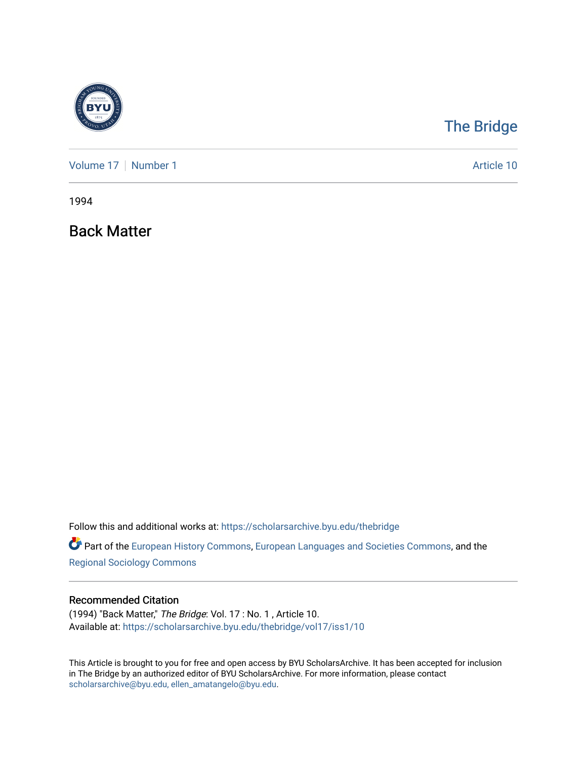The Bridge

Volume 17 | Number 1

Article 10

1994

# Back Matter

Follow this and additional works at: https://scholarsarchive.byu.edu/thebridge

Part of the European History Commons, European Languages and Societies Commons, and the Regional Sociology Commons

## Recommended Citation

(1994) "Back Matter," *The Bridge*: Vol. 17 : No. 1 , Article 10.
Available at: https://scholarsarchive.byu.edu/thebridge/vol17/iss1/10

This Article is brought to you for free and open access by BYU ScholarsArchive. It has been accepted for inclusion in The Bridge by an authorized editor of BYU ScholarsArchive. For more information, please contact scholarsarchive@byu.edu, ellen_amatangelo@byu.edu.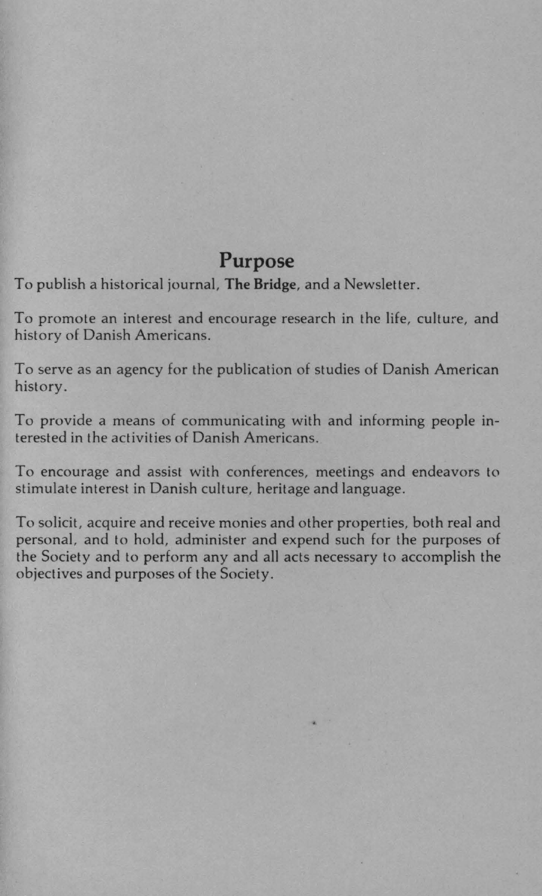## Purpose

To publish a historical journal, **The Bridge**, and a Newsletter.

To promote an interest and encourage research in the life, culture, and history of Danish Americans.

To serve as an agency for the publication of studies of Danish American history.

To provide a means of communicating with and informing people interested in the activities of Danish Americans.

To encourage and assist with conferences, meetings and endeavors to stimulate interest in Danish culture, heritage and language.

To solicit, acquire and receive monies and other properties, both real and personal, and to hold, administer and expend such for the purposes of the Society and to perform any and all acts necessary to accomplish the objectives and purposes of the Society.